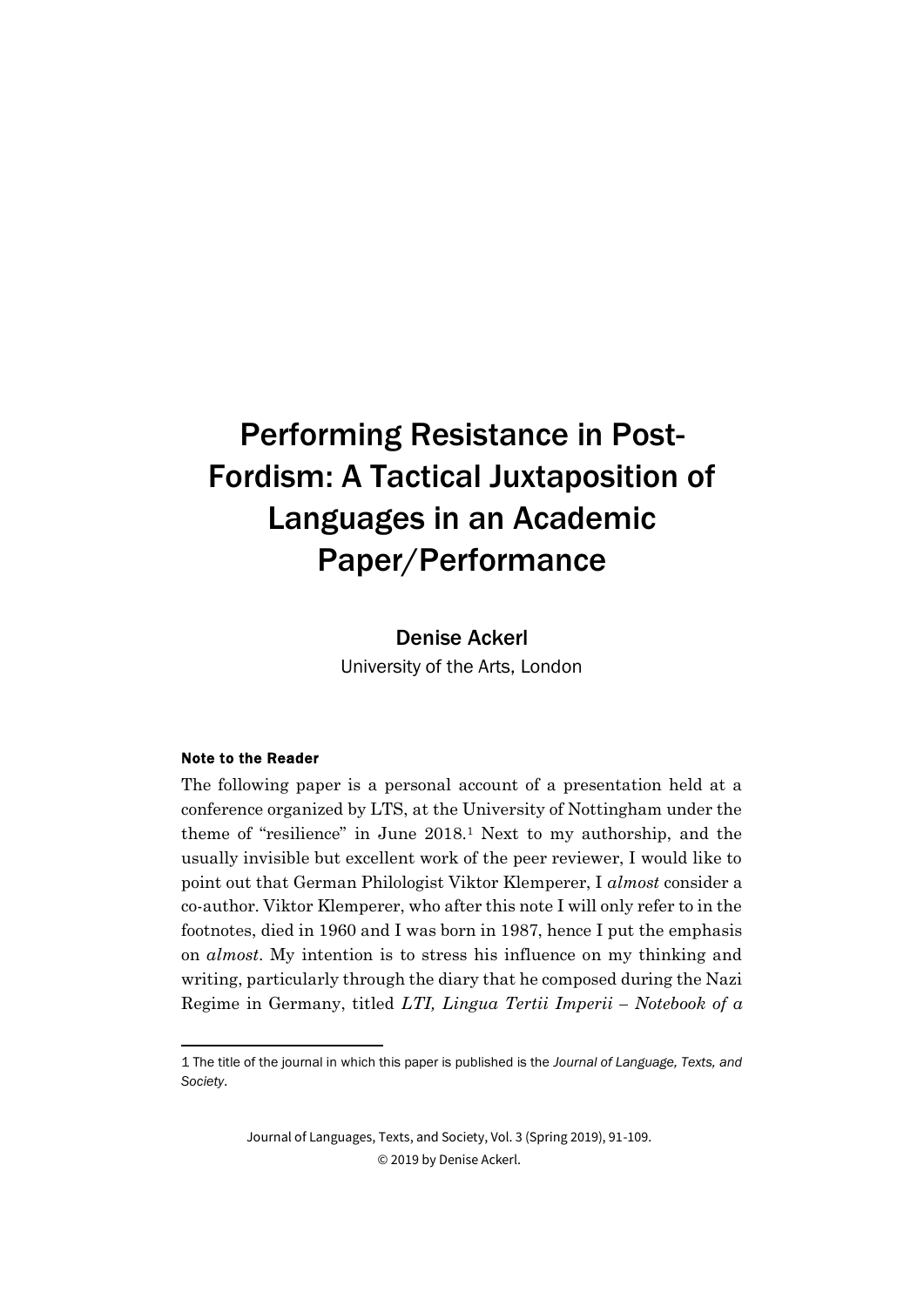# Performing Resistance in Post-Fordism: A Tactical Juxtaposition of Languages in an Academic Paper/Performance

Denise Ackerl

University of the Arts, London

#### Note to the Reader

The following paper is a personal account of a presentation held at a conference organized by LTS, at the University of Nottingham under the theme of "resilience" in June 2018.[1] Next to my authorship, and the usually invisible but excellent work of the peer reviewer, I would like to point out that German Philologist Viktor Klemperer, I *almost* consider a co-author. Viktor Klemperer, who after this note I will only refer to in the footnotes, died in 1960 and I was born in 1987, hence I put the emphasis on *almost*. My intention is to stress his influence on my thinking and writing, particularly through the diary that he composed during the Nazi Regime in Germany, titled *LTI, Lingua Tertii Imperii – Notebook of a*

1 The title of the journal in which this paper is published is the *Journal of Language, Texts, and Society*.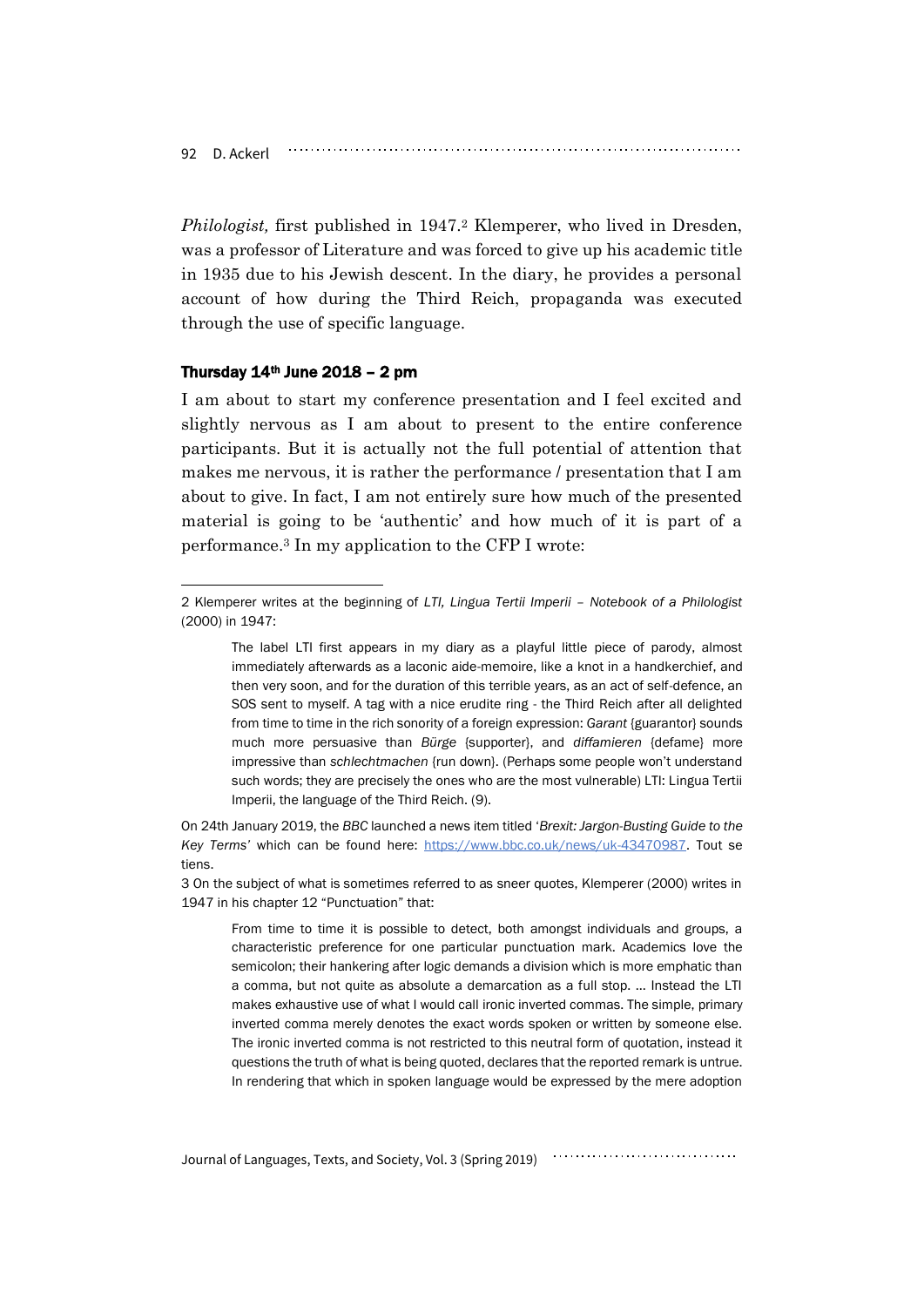*Philologist,* first published in 1947.[2] Klemperer, who lived in Dresden, was a professor of Literature and was forced to give up his academic title in 1935 due to his Jewish descent. In the diary, he provides a personal account of how during the Third Reich, propaganda was executed through the use of specific language.

### Thursday 14th June 2018 – 2 pm

I am about to start my conference presentation and I feel excited and slightly nervous as I am about to present to the entire conference participants. But it is actually not the full potential of attention that makes me nervous, it is rather the performance / presentation that I am about to give. In fact, I am not entirely sure how much of the presented material is going to be 'authentic' and how much of it is part of a performance.[3] In my application to the CFP I wrote:

---

2 Klemperer writes at the beginning of *LTI, Lingua Tertii Imperii – Notebook of a Philologist* (2000) in 1947:

> The label LTI first appears in my diary as a playful little piece of parody, almost immediately afterwards as a laconic aide-memoire, like a knot in a handkerchief, and then very soon, and for the duration of this terrible years, as an act of self-defence, an SOS sent to myself. A tag with a nice erudite ring - the Third Reich after all delighted from time to time in the rich sonority of a foreign expression: *Garant* {guarantor} sounds much more persuasive than *Bürge* {supporter}, and *diffamieren* {defame} more impressive than *schlechtmachen* {run down}. (Perhaps some people won't understand such words; they are precisely the ones who are the most vulnerable) LTI: Lingua Tertii Imperii, the language of the Third Reich. (9).

On 24th January 2019, the *BBC* launched a news item titled '*Brexit: Jargon-Busting Guide to the Key Terms'* which can be found here: https://www.bbc.co.uk/news/uk-43470987. Tout se tiens.

3 On the subject of what is sometimes referred to as sneer quotes, Klemperer (2000) writes in 1947 in his chapter 12 "Punctuation" that:

> From time to time it is possible to detect, both amongst individuals and groups, a characteristic preference for one particular punctuation mark. Academics love the semicolon; their hankering after logic demands a division which is more emphatic than a comma, but not quite as absolute a demarcation as a full stop. … Instead the LTI makes exhaustive use of what I would call ironic inverted commas. The simple, primary inverted comma merely denotes the exact words spoken or written by someone else. The ironic inverted comma is not restricted to this neutral form of quotation, instead it questions the truth of what is being quoted, declares that the reported remark is untrue. In rendering that which in spoken language would be expressed by the mere adoption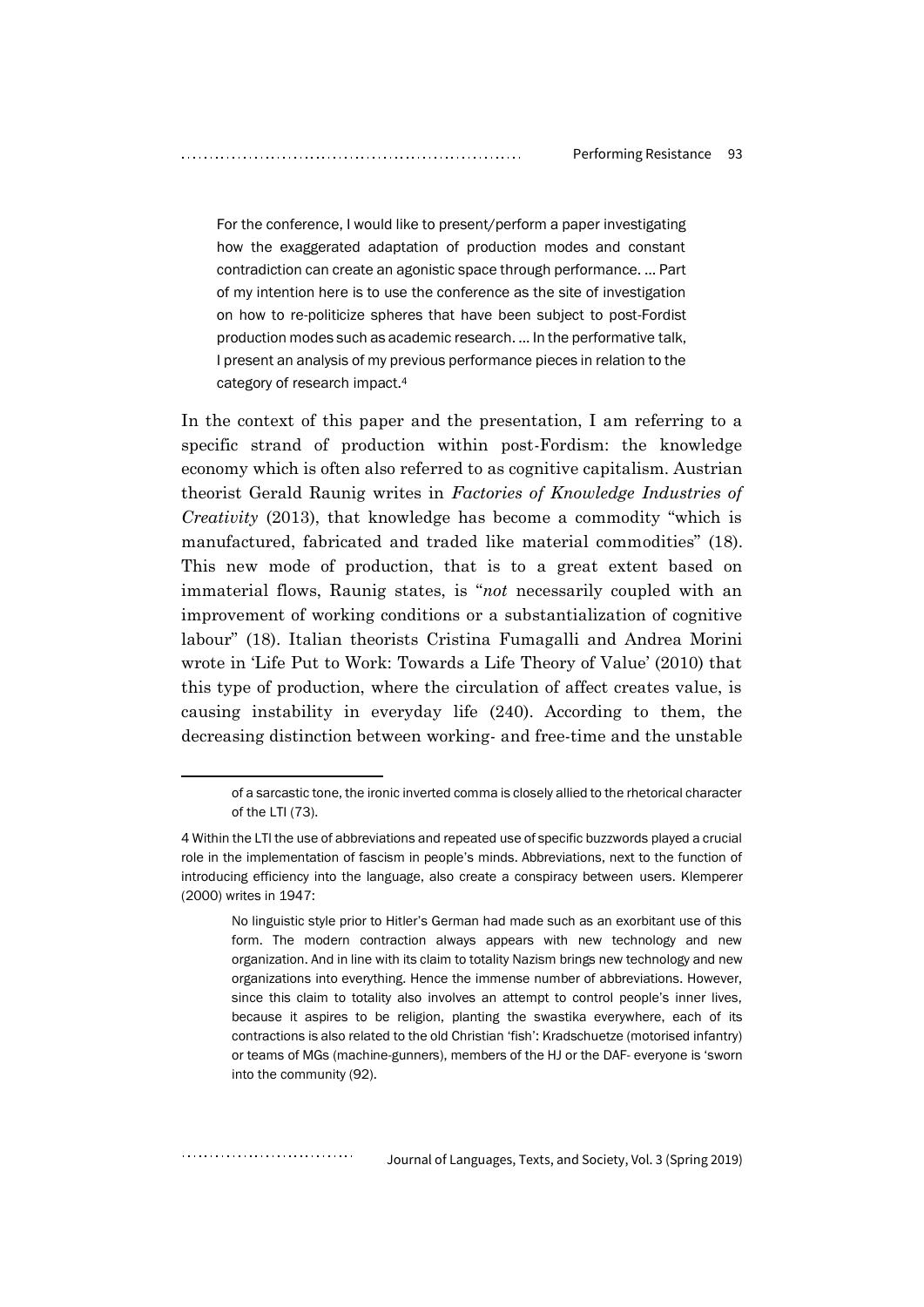> For the conference, I would like to present/perform a paper investigating how the exaggerated adaptation of production modes and constant contradiction can create an agonistic space through performance. … Part of my intention here is to use the conference as the site of investigation on how to re-politicize spheres that have been subject to post-Fordist production modes such as academic research. … In the performative talk, I present an analysis of my previous performance pieces in relation to the category of research impact.[4]

In the context of this paper and the presentation, I am referring to a specific strand of production within post-Fordism: the knowledge economy which is often also referred to as cognitive capitalism. Austrian theorist Gerald Raunig writes in *Factories of Knowledge Industries of Creativity* (2013), that knowledge has become a commodity "which is manufactured, fabricated and traded like material commodities" (18). This new mode of production, that is to a great extent based on immaterial flows, Raunig states, is "*not* necessarily coupled with an improvement of working conditions or a substantialization of cognitive labour" (18). Italian theorists Cristina Fumagalli and Andrea Morini wrote in 'Life Put to Work: Towards a Life Theory of Value' (2010) that this type of production, where the circulation of affect creates value, is causing instability in everyday life (240). According to them, the decreasing distinction between working- and free-time and the unstable

---

of a sarcastic tone, the ironic inverted comma is closely allied to the rhetorical character of the LTI (73).

4 Within the LTI the use of abbreviations and repeated use of specific buzzwords played a crucial role in the implementation of fascism in people's minds. Abbreviations, next to the function of introducing efficiency into the language, also create a conspiracy between users. Klemperer (2000) writes in 1947:

> No linguistic style prior to Hitler's German had made such as an exorbitant use of this form. The modern contraction always appears with new technology and new organization. And in line with its claim to totality Nazism brings new technology and new organizations into everything. Hence the immense number of abbreviations. However, since this claim to totality also involves an attempt to control people's inner lives, because it aspires to be religion, planting the swastika everywhere, each of its contractions is also related to the old Christian 'fish': Kradschuetze (motorised infantry) or teams of MGs (machine-gunners), members of the HJ or the DAF- everyone is 'sworn into the community (92).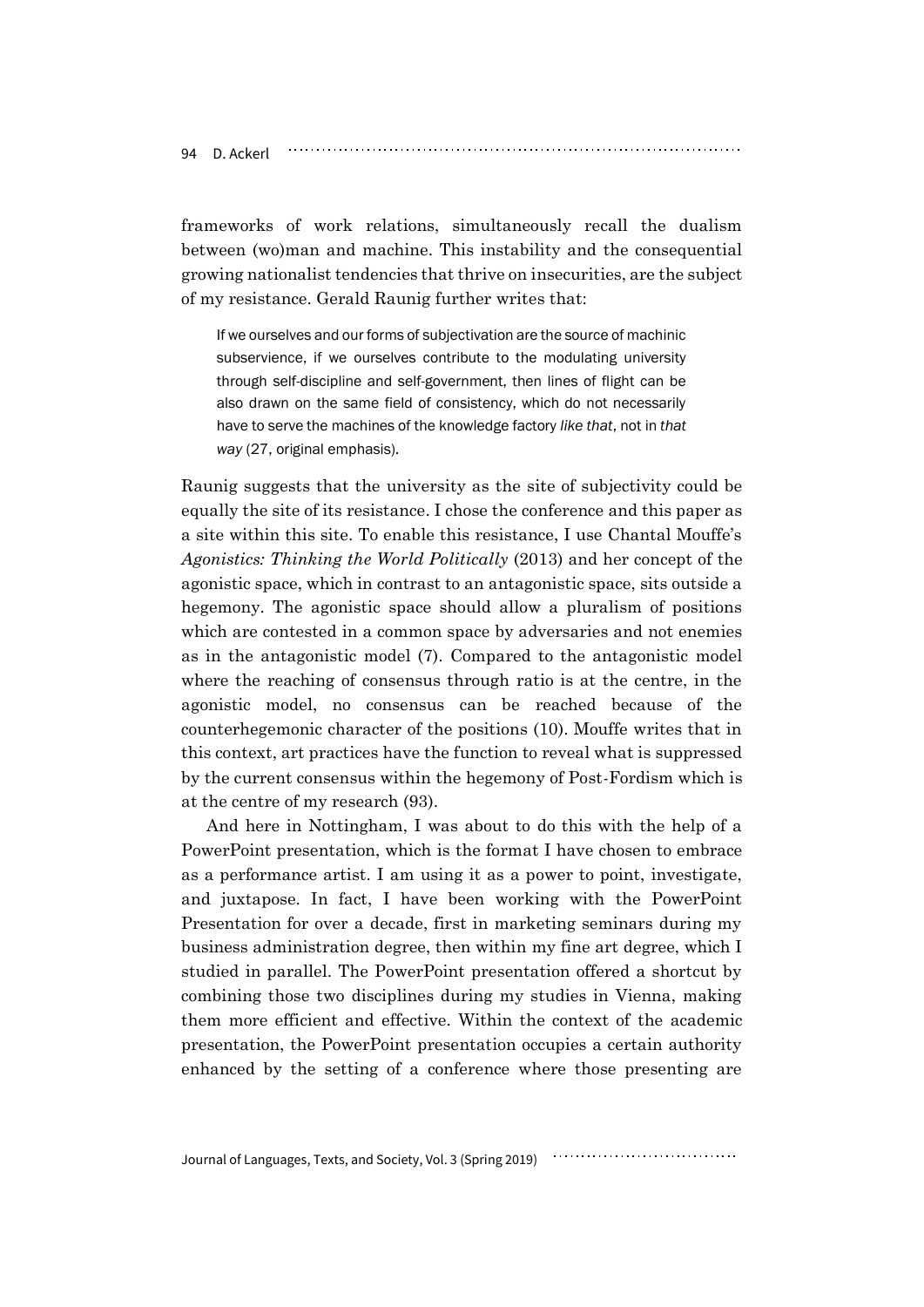frameworks of work relations, simultaneously recall the dualism between (wo)man and machine. This instability and the consequential growing nationalist tendencies that thrive on insecurities, are the subject of my resistance. Gerald Raunig further writes that:

> If we ourselves and our forms of subjectivation are the source of machinic subservience, if we ourselves contribute to the modulating university through self-discipline and self-government, then lines of flight can be also drawn on the same field of consistency, which do not necessarily have to serve the machines of the knowledge factory *like that*, not in *that way* (27, original emphasis).

Raunig suggests that the university as the site of subjectivity could be equally the site of its resistance. I chose the conference and this paper as a site within this site. To enable this resistance, I use Chantal Mouffe's *Agonistics: Thinking the World Politically* (2013) and her concept of the agonistic space, which in contrast to an antagonistic space, sits outside a hegemony. The agonistic space should allow a pluralism of positions which are contested in a common space by adversaries and not enemies as in the antagonistic model (7). Compared to the antagonistic model where the reaching of consensus through ratio is at the centre, in the agonistic model, no consensus can be reached because of the counterhegemonic character of the positions (10). Mouffe writes that in this context, art practices have the function to reveal what is suppressed by the current consensus within the hegemony of Post-Fordism which is at the centre of my research (93).

And here in Nottingham, I was about to do this with the help of a PowerPoint presentation, which is the format I have chosen to embrace as a performance artist. I am using it as a power to point, investigate, and juxtapose. In fact, I have been working with the PowerPoint Presentation for over a decade, first in marketing seminars during my business administration degree, then within my fine art degree, which I studied in parallel. The PowerPoint presentation offered a shortcut by combining those two disciplines during my studies in Vienna, making them more efficient and effective. Within the context of the academic presentation, the PowerPoint presentation occupies a certain authority enhanced by the setting of a conference where those presenting are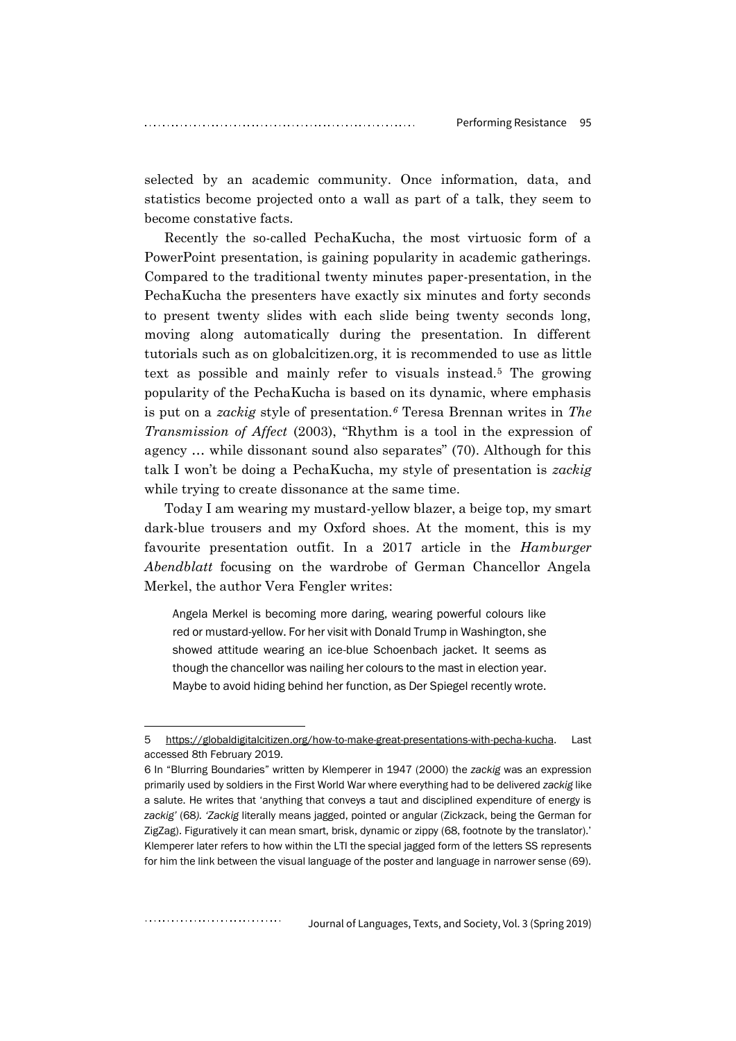selected by an academic community. Once information, data, and statistics become projected onto a wall as part of a talk, they seem to become constative facts.

Recently the so-called PechaKucha, the most virtuosic form of a PowerPoint presentation, is gaining popularity in academic gatherings. Compared to the traditional twenty minutes paper-presentation, in the PechaKucha the presenters have exactly six minutes and forty seconds to present twenty slides with each slide being twenty seconds long, moving along automatically during the presentation. In different tutorials such as on globalcitizen.org, it is recommended to use as little text as possible and mainly refer to visuals instead.[5] The growing popularity of the PechaKucha is based on its dynamic, where emphasis is put on a *zackig* style of presentation.[6] Teresa Brennan writes in *The Transmission of Affect* (2003), "Rhythm is a tool in the expression of agency … while dissonant sound also separates" (70). Although for this talk I won't be doing a PechaKucha, my style of presentation is *zackig* while trying to create dissonance at the same time.

Today I am wearing my mustard-yellow blazer, a beige top, my smart dark-blue trousers and my Oxford shoes. At the moment, this is my favourite presentation outfit. In a 2017 article in the *Hamburger Abendblatt* focusing on the wardrobe of German Chancellor Angela Merkel, the author Vera Fengler writes:

> Angela Merkel is becoming more daring, wearing powerful colours like red or mustard-yellow. For her visit with Donald Trump in Washington, she showed attitude wearing an ice-blue Schoenbach jacket. It seems as though the chancellor was nailing her colours to the mast in election year. Maybe to avoid hiding behind her function, as Der Spiegel recently wrote.

---

5 https://globaldigitalcitizen.org/how-to-make-great-presentations-with-pecha-kucha. Last accessed 8th February 2019.

6 In "Blurring Boundaries" written by Klemperer in 1947 (2000) the *zackig* was an expression primarily used by soldiers in the First World War where everything had to be delivered *zackig* like a salute. He writes that 'anything that conveys a taut and disciplined expenditure of energy is *zackig'* (68). *'Zackig* literally means jagged, pointed or angular (Zickzack, being the German for ZigZag). Figuratively it can mean smart, brisk, dynamic or zippy (68, footnote by the translator).' Klemperer later refers to how within the LTI the special jagged form of the letters SS represents for him the link between the visual language of the poster and language in narrower sense (69).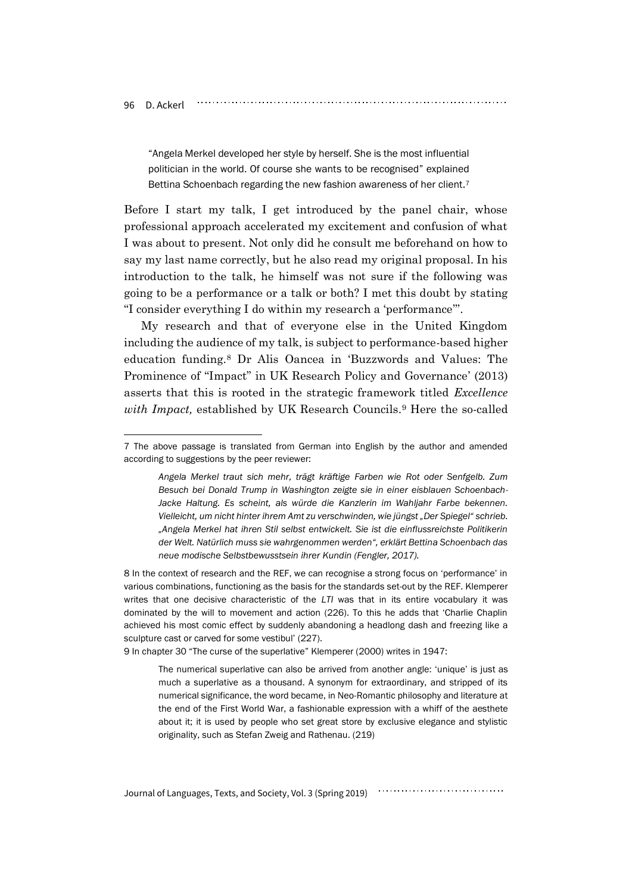> "Angela Merkel developed her style by herself. She is the most influential politician in the world. Of course she wants to be recognised" explained Bettina Schoenbach regarding the new fashion awareness of her client.[7]

Before I start my talk, I get introduced by the panel chair, whose professional approach accelerated my excitement and confusion of what I was about to present. Not only did he consult me beforehand on how to say my last name correctly, but he also read my original proposal. In his introduction to the talk, he himself was not sure if the following was going to be a performance or a talk or both? I met this doubt by stating "I consider everything I do within my research a 'performance'".

My research and that of everyone else in the United Kingdom including the audience of my talk, is subject to performance-based higher education funding.[8] Dr Alis Oancea in 'Buzzwords and Values: The Prominence of "Impact" in UK Research Policy and Governance' (2013) asserts that this is rooted in the strategic framework titled *Excellence with Impact,* established by UK Research Councils.[9] Here the so-called

---

7 The above passage is translated from German into English by the author and amended according to suggestions by the peer reviewer:

> *Angela Merkel traut sich mehr, trägt kräftige Farben wie Rot oder Senfgelb. Zum Besuch bei Donald Trump in Washington zeigte sie in einer eisblauen Schoenbach-Jacke Haltung. Es scheint, als würde die Kanzlerin im Wahljahr Farbe bekennen. Vielleicht, um nicht hinter ihrem Amt zu verschwinden, wie jüngst „Der Spiegel" schrieb. „Angela Merkel hat ihren Stil selbst entwickelt. Sie ist die einflussreichste Politikerin der Welt. Natürlich muss sie wahrgenommen werden", erklärt Bettina Schoenbach das neue modische Selbstbewusstsein ihrer Kundin (Fengler, 2017).*

8 In the context of research and the REF, we can recognise a strong focus on 'performance' in various combinations, functioning as the basis for the standards set-out by the REF. Klemperer writes that one decisive characteristic of the *LTI* was that in its entire vocabulary it was dominated by the will to movement and action (226). To this he adds that 'Charlie Chaplin achieved his most comic effect by suddenly abandoning a headlong dash and freezing like a sculpture cast or carved for some vestibul' (227).

9 In chapter 30 "The curse of the superlative" Klemperer (2000) writes in 1947:

> The numerical superlative can also be arrived from another angle: 'unique' is just as much a superlative as a thousand. A synonym for extraordinary, and stripped of its numerical significance, the word became, in Neo-Romantic philosophy and literature at the end of the First World War, a fashionable expression with a whiff of the aesthete about it; it is used by people who set great store by exclusive elegance and stylistic originality, such as Stefan Zweig and Rathenau. (219)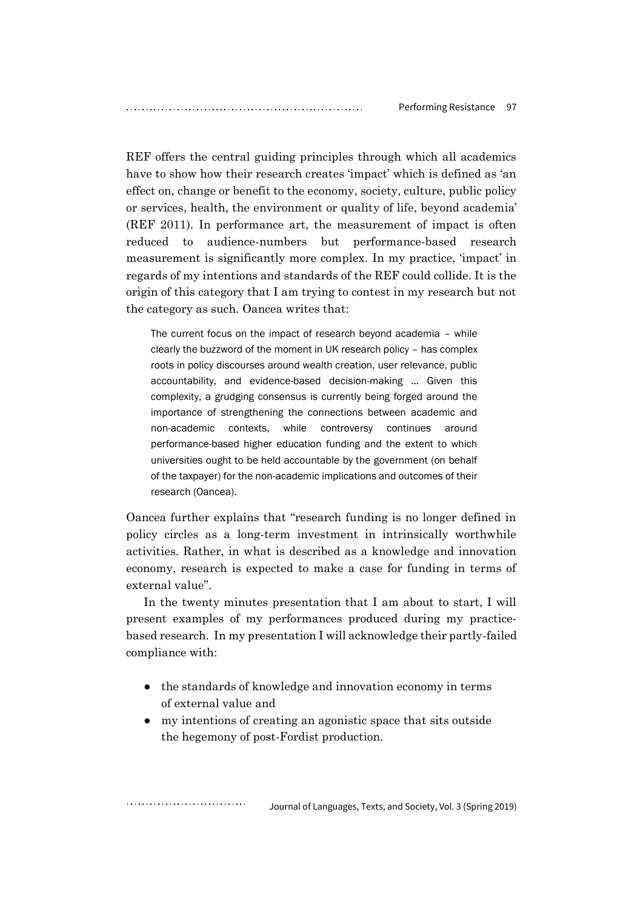REF offers the central guiding principles through which all academics have to show how their research creates 'impact' which is defined as 'an effect on, change or benefit to the economy, society, culture, public policy or services, health, the environment or quality of life, beyond academia' (REF 2011). In performance art, the measurement of impact is often reduced to audience-numbers but performance-based research measurement is significantly more complex. In my practice, 'impact' in regards of my intentions and standards of the REF could collide. It is the origin of this category that I am trying to contest in my research but not the category as such. Oancea writes that:

> The current focus on the impact of research beyond academia – while clearly the buzzword of the moment in UK research policy – has complex roots in policy discourses around wealth creation, user relevance, public accountability, and evidence-based decision-making … Given this complexity, a grudging consensus is currently being forged around the importance of strengthening the connections between academic and non-academic contexts, while controversy continues around performance-based higher education funding and the extent to which universities ought to be held accountable by the government (on behalf of the taxpayer) for the non-academic implications and outcomes of their research (Oancea).

Oancea further explains that "research funding is no longer defined in policy circles as a long-term investment in intrinsically worthwhile activities. Rather, in what is described as a knowledge and innovation economy, research is expected to make a case for funding in terms of external value".

In the twenty minutes presentation that I am about to start, I will present examples of my performances produced during my practice-based research. In my presentation I will acknowledge their partly-failed compliance with:

- the standards of knowledge and innovation economy in terms of external value and
- my intentions of creating an agonistic space that sits outside the hegemony of post-Fordist production.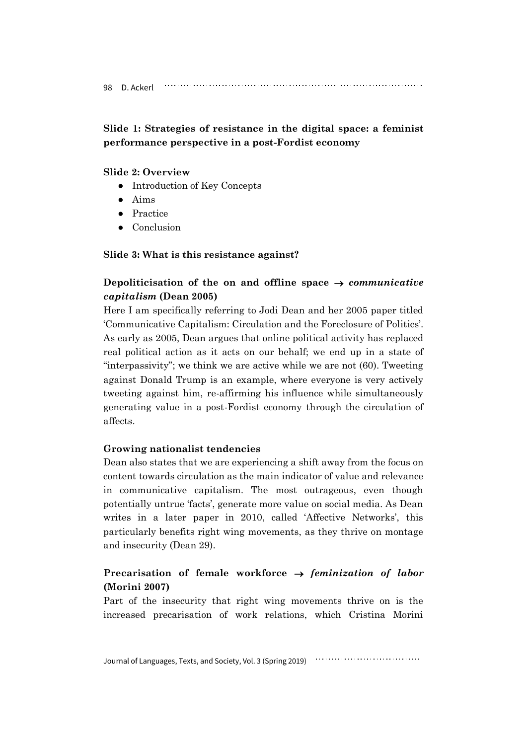**Slide 1: Strategies of resistance in the digital space: a feminist performance perspective in a post-Fordist economy**

**Slide 2: Overview**

- Introduction of Key Concepts
- Aims
- Practice
- Conclusion

**Slide 3: What is this resistance against?**

**Depoliticisation of the on and offline space → *communicative capitalism* (Dean 2005)**

Here I am specifically referring to Jodi Dean and her 2005 paper titled 'Communicative Capitalism: Circulation and the Foreclosure of Politics'. As early as 2005, Dean argues that online political activity has replaced real political action as it acts on our behalf; we end up in a state of "interpassivity"; we think we are active while we are not (60). Tweeting against Donald Trump is an example, where everyone is very actively tweeting against him, re-affirming his influence while simultaneously generating value in a post-Fordist economy through the circulation of affects.

**Growing nationalist tendencies**

Dean also states that we are experiencing a shift away from the focus on content towards circulation as the main indicator of value and relevance in communicative capitalism. The most outrageous, even though potentially untrue 'facts', generate more value on social media. As Dean writes in a later paper in 2010, called 'Affective Networks', this particularly benefits right wing movements, as they thrive on montage and insecurity (Dean 29).

**Precarisation of female workforce → *feminization of labor* (Morini 2007)**

Part of the insecurity that right wing movements thrive on is the increased precarisation of work relations, which Cristina Morini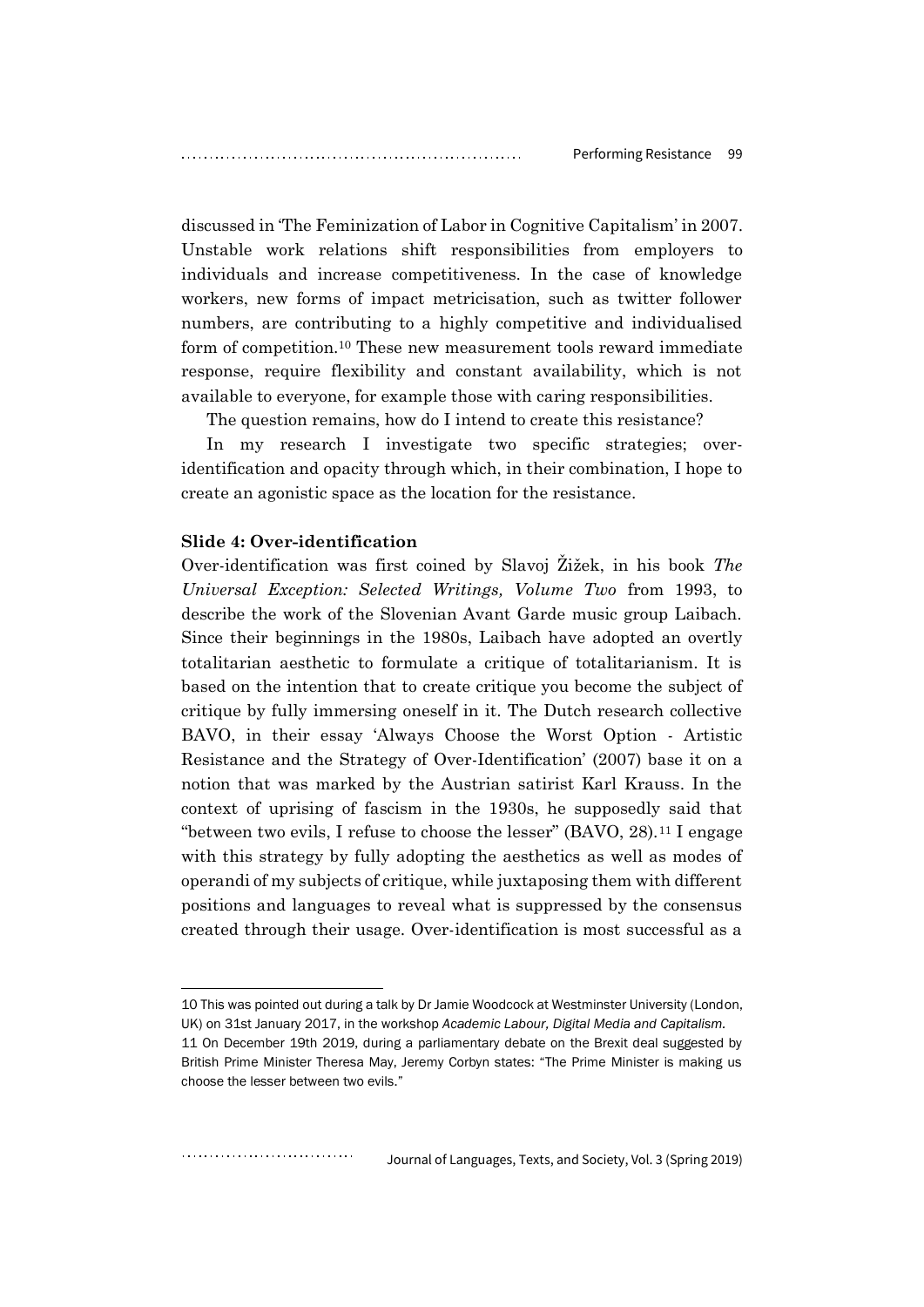discussed in 'The Feminization of Labor in Cognitive Capitalism' in 2007. Unstable work relations shift responsibilities from employers to individuals and increase competitiveness. In the case of knowledge workers, new forms of impact metricisation, such as twitter follower numbers, are contributing to a highly competitive and individualised form of competition.[10] These new measurement tools reward immediate response, require flexibility and constant availability, which is not available to everyone, for example those with caring responsibilities.

The question remains, how do I intend to create this resistance?

In my research I investigate two specific strategies; over-identification and opacity through which, in their combination, I hope to create an agonistic space as the location for the resistance.

**Slide 4: Over-identification**

Over-identification was first coined by Slavoj Žižek, in his book *The Universal Exception: Selected Writings, Volume Two* from 1993, to describe the work of the Slovenian Avant Garde music group Laibach. Since their beginnings in the 1980s, Laibach have adopted an overtly totalitarian aesthetic to formulate a critique of totalitarianism. It is based on the intention that to create critique you become the subject of critique by fully immersing oneself in it. The Dutch research collective BAVO, in their essay 'Always Choose the Worst Option - Artistic Resistance and the Strategy of Over-Identification' (2007) base it on a notion that was marked by the Austrian satirist Karl Krauss. In the context of uprising of fascism in the 1930s, he supposedly said that "between two evils, I refuse to choose the lesser" (BAVO, 28).[11] I engage with this strategy by fully adopting the aesthetics as well as modes of operandi of my subjects of critique, while juxtaposing them with different positions and languages to reveal what is suppressed by the consensus created through their usage. Over-identification is most successful as a

---

10 This was pointed out during a talk by Dr Jamie Woodcock at Westminster University (London, UK) on 31st January 2017, in the workshop *Academic Labour, Digital Media and Capitalism.*

11 On December 19th 2019, during a parliamentary debate on the Brexit deal suggested by British Prime Minister Theresa May, Jeremy Corbyn states: "The Prime Minister is making us choose the lesser between two evils."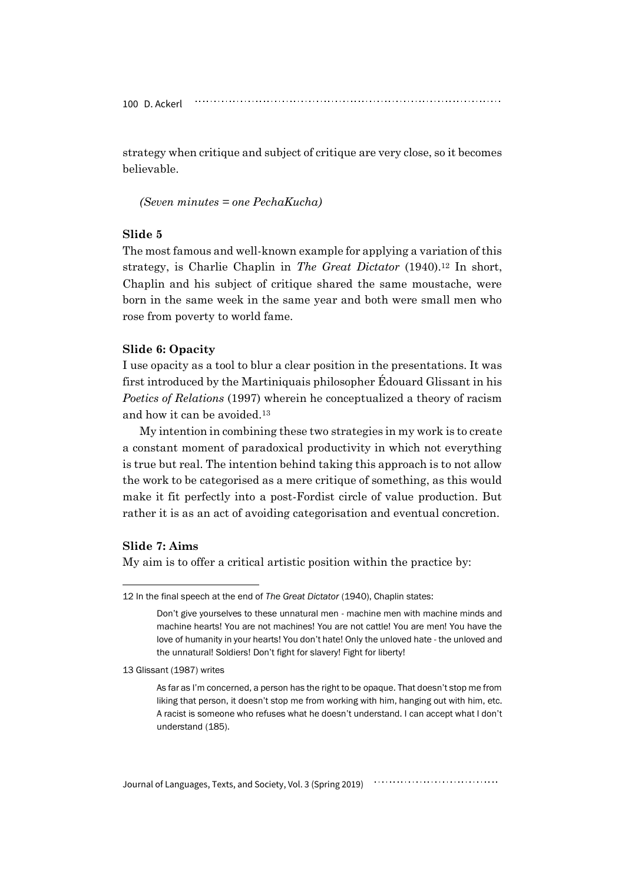strategy when critique and subject of critique are very close, so it becomes believable.

*(Seven minutes = one PechaKucha)*

**Slide 5**

The most famous and well-known example for applying a variation of this strategy, is Charlie Chaplin in *The Great Dictator* (1940).[12] In short, Chaplin and his subject of critique shared the same moustache, were born in the same week in the same year and both were small men who rose from poverty to world fame.

**Slide 6: Opacity**

I use opacity as a tool to blur a clear position in the presentations. It was first introduced by the Martiniquais philosopher Édouard Glissant in his *Poetics of Relations* (1997) wherein he conceptualized a theory of racism and how it can be avoided.[13]

My intention in combining these two strategies in my work is to create a constant moment of paradoxical productivity in which not everything is true but real. The intention behind taking this approach is to not allow the work to be categorised as a mere critique of something, as this would make it fit perfectly into a post-Fordist circle of value production. But rather it is as an act of avoiding categorisation and eventual concretion.

**Slide 7: Aims**

My aim is to offer a critical artistic position within the practice by:

---

12 In the final speech at the end of *The Great Dictator* (1940), Chaplin states:

> Don't give yourselves to these unnatural men - machine men with machine minds and machine hearts! You are not machines! You are not cattle! You are men! You have the love of humanity in your hearts! You don't hate! Only the unloved hate - the unloved and the unnatural! Soldiers! Don't fight for slavery! Fight for liberty!

13 Glissant (1987) writes

> As far as I'm concerned, a person has the right to be opaque. That doesn't stop me from liking that person, it doesn't stop me from working with him, hanging out with him, etc. A racist is someone who refuses what he doesn't understand. I can accept what I don't understand (185).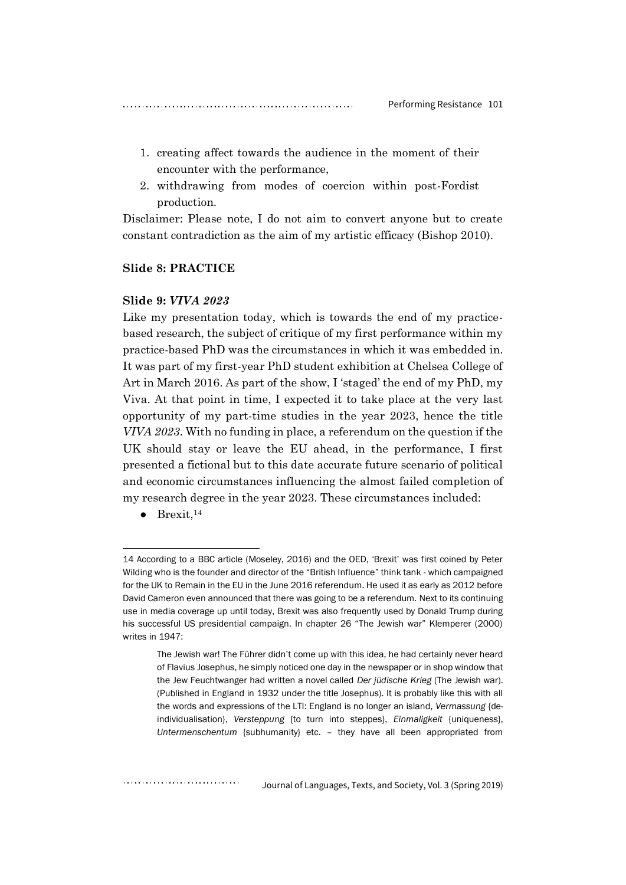1. creating affect towards the audience in the moment of their encounter with the performance,
2. withdrawing from modes of coercion within post-Fordist production.

Disclaimer: Please note, I do not aim to convert anyone but to create constant contradiction as the aim of my artistic efficacy (Bishop 2010).

**Slide 8: PRACTICE**

**Slide 9: *VIVA 2023***

Like my presentation today, which is towards the end of my practice-based research, the subject of critique of my first performance within my practice-based PhD was the circumstances in which it was embedded in. It was part of my first-year PhD student exhibition at Chelsea College of Art in March 2016. As part of the show, I 'staged' the end of my PhD, my Viva. At that point in time, I expected it to take place at the very last opportunity of my part-time studies in the year 2023, hence the title *VIVA 2023*. With no funding in place, a referendum on the question if the UK should stay or leave the EU ahead, in the performance, I first presented a fictional but to this date accurate future scenario of political and economic circumstances influencing the almost failed completion of my research degree in the year 2023. These circumstances included:

- Brexit,[14]

---

14 According to a BBC article (Moseley, 2016) and the OED, 'Brexit' was first coined by Peter Wilding who is the founder and director of the "British Influence" think tank - which campaigned for the UK to Remain in the EU in the June 2016 referendum. He used it as early as 2012 before David Cameron even announced that there was going to be a referendum. Next to its continuing use in media coverage up until today, Brexit was also frequently used by Donald Trump during his successful US presidential campaign. In chapter 26 "The Jewish war" Klemperer (2000) writes in 1947:

> The Jewish war! The Führer didn't come up with this idea, he had certainly never heard of Flavius Josephus, he simply noticed one day in the newspaper or in shop window that the Jew Feuchtwanger had written a novel called *Der jüdische Krieg* (The Jewish war). (Published in England in 1932 under the title Josephus). It is probably like this with all the words and expressions of the LTI: England is no longer an island, *Vermassung* {de-individualisation}, *Versteppung* {to turn into steppes}, *Einmaligkeit* {uniqueness}, *Untermenschentum* {subhumanity} etc. – they have all been appropriated from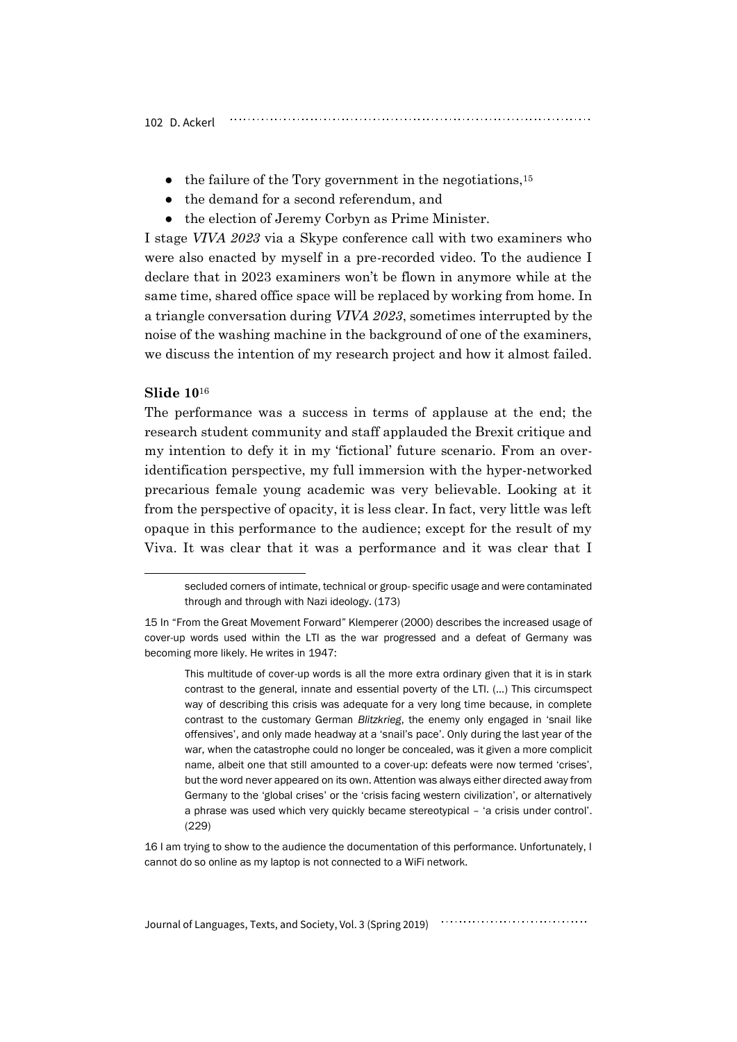- the failure of the Tory government in the negotiations,[15]
- the demand for a second referendum, and
- the election of Jeremy Corbyn as Prime Minister.

I stage *VIVA 2023* via a Skype conference call with two examiners who were also enacted by myself in a pre-recorded video. To the audience I declare that in 2023 examiners won't be flown in anymore while at the same time, shared office space will be replaced by working from home. In a triangle conversation during *VIVA 2023*, sometimes interrupted by the noise of the washing machine in the background of one of the examiners, we discuss the intention of my research project and how it almost failed.

**Slide 10**[16]

The performance was a success in terms of applause at the end; the research student community and staff applauded the Brexit critique and my intention to defy it in my 'fictional' future scenario. From an over-identification perspective, my full immersion with the hyper-networked precarious female young academic was very believable. Looking at it from the perspective of opacity, it is less clear. In fact, very little was left opaque in this performance to the audience; except for the result of my Viva. It was clear that it was a performance and it was clear that I

> secluded corners of intimate, technical or group- specific usage and were contaminated through and through with Nazi ideology. (173)

15 In "From the Great Movement Forward" Klemperer (2000) describes the increased usage of cover-up words used within the LTI as the war progressed and a defeat of Germany was becoming more likely. He writes in 1947:

> This multitude of cover-up words is all the more extra ordinary given that it is in stark contrast to the general, innate and essential poverty of the LTI. (...) This circumspect way of describing this crisis was adequate for a very long time because, in complete contrast to the customary German *Blitzkrieg*, the enemy only engaged in 'snail like offensives', and only made headway at a 'snail's pace'. Only during the last year of the war, when the catastrophe could no longer be concealed, was it given a more complicit name, albeit one that still amounted to a cover-up: defeats were now termed 'crises', but the word never appeared on its own. Attention was always either directed away from Germany to the 'global crises' or the 'crisis facing western civilization', or alternatively a phrase was used which very quickly became stereotypical – 'a crisis under control'. (229)

16 I am trying to show to the audience the documentation of this performance. Unfortunately, I cannot do so online as my laptop is not connected to a WiFi network.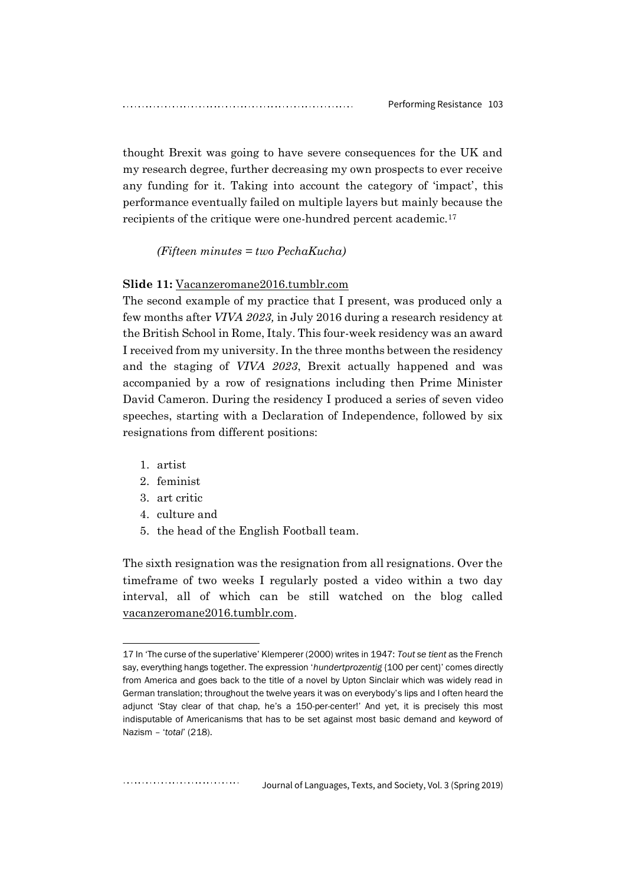thought Brexit was going to have severe consequences for the UK and my research degree, further decreasing my own prospects to ever receive any funding for it. Taking into account the category of 'impact', this performance eventually failed on multiple layers but mainly because the recipients of the critique were one-hundred percent academic.[17]

*(Fifteen minutes = two PechaKucha)*

**Slide 11:** Vacanzeromane2016.tumblr.com

The second example of my practice that I present, was produced only a few months after *VIVA 2023,* in July 2016 during a research residency at the British School in Rome, Italy. This four-week residency was an award I received from my university. In the three months between the residency and the staging of *VIVA 2023*, Brexit actually happened and was accompanied by a row of resignations including then Prime Minister David Cameron. During the residency I produced a series of seven video speeches, starting with a Declaration of Independence, followed by six resignations from different positions:

1. artist
2. feminist
3. art critic
4. culture and
5. the head of the English Football team.

The sixth resignation was the resignation from all resignations. Over the timeframe of two weeks I regularly posted a video within a two day interval, all of which can be still watched on the blog called vacanzeromane2016.tumblr.com.

---

17 In 'The curse of the superlative' Klemperer (2000) writes in 1947: *Tout se tient* as the French say, everything hangs together. The expression '*hundertprozentig* (100 per cent)' comes directly from America and goes back to the title of a novel by Upton Sinclair which was widely read in German translation; throughout the twelve years it was on everybody's lips and I often heard the adjunct 'Stay clear of that chap, he's a 150-per-center!' And yet, it is precisely this most indisputable of Americanisms that has to be set against most basic demand and keyword of Nazism – '*total*' (218).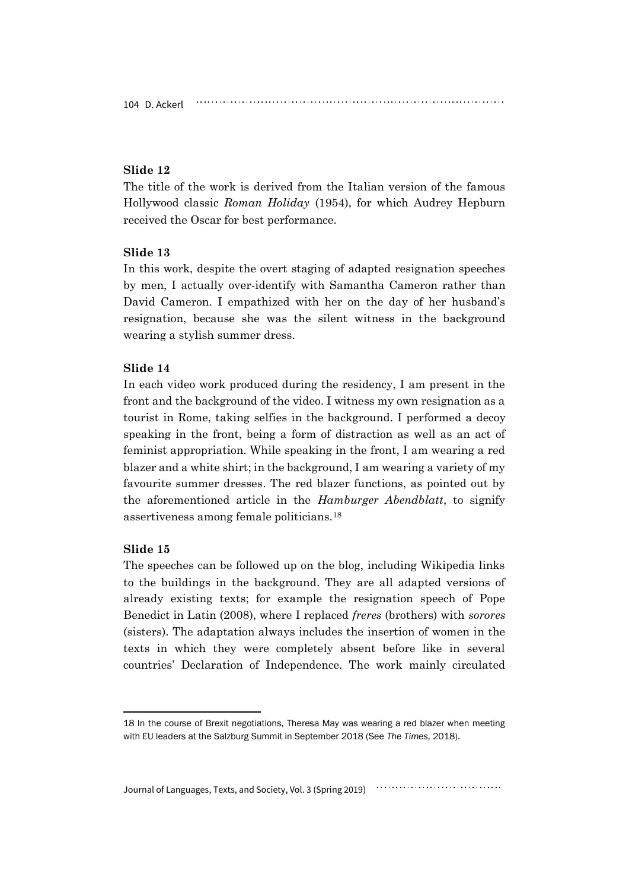**Slide 12**

The title of the work is derived from the Italian version of the famous Hollywood classic *Roman Holiday* (1954), for which Audrey Hepburn received the Oscar for best performance.

**Slide 13**

In this work, despite the overt staging of adapted resignation speeches by men, I actually over-identify with Samantha Cameron rather than David Cameron. I empathized with her on the day of her husband's resignation, because she was the silent witness in the background wearing a stylish summer dress.

**Slide 14**

In each video work produced during the residency, I am present in the front and the background of the video. I witness my own resignation as a tourist in Rome, taking selfies in the background. I performed a decoy speaking in the front, being a form of distraction as well as an act of feminist appropriation. While speaking in the front, I am wearing a red blazer and a white shirt; in the background, I am wearing a variety of my favourite summer dresses. The red blazer functions, as pointed out by the aforementioned article in the *Hamburger Abendblatt*, to signify assertiveness among female politicians.[18]

**Slide 15**

The speeches can be followed up on the blog, including Wikipedia links to the buildings in the background. They are all adapted versions of already existing texts; for example the resignation speech of Pope Benedict in Latin (2008), where I replaced *freres* (brothers) with *sorores* (sisters). The adaptation always includes the insertion of women in the texts in which they were completely absent before like in several countries' Declaration of Independence. The work mainly circulated

---

18 In the course of Brexit negotiations, Theresa May was wearing a red blazer when meeting with EU leaders at the Salzburg Summit in September 2018 (See *The Times*, 2018).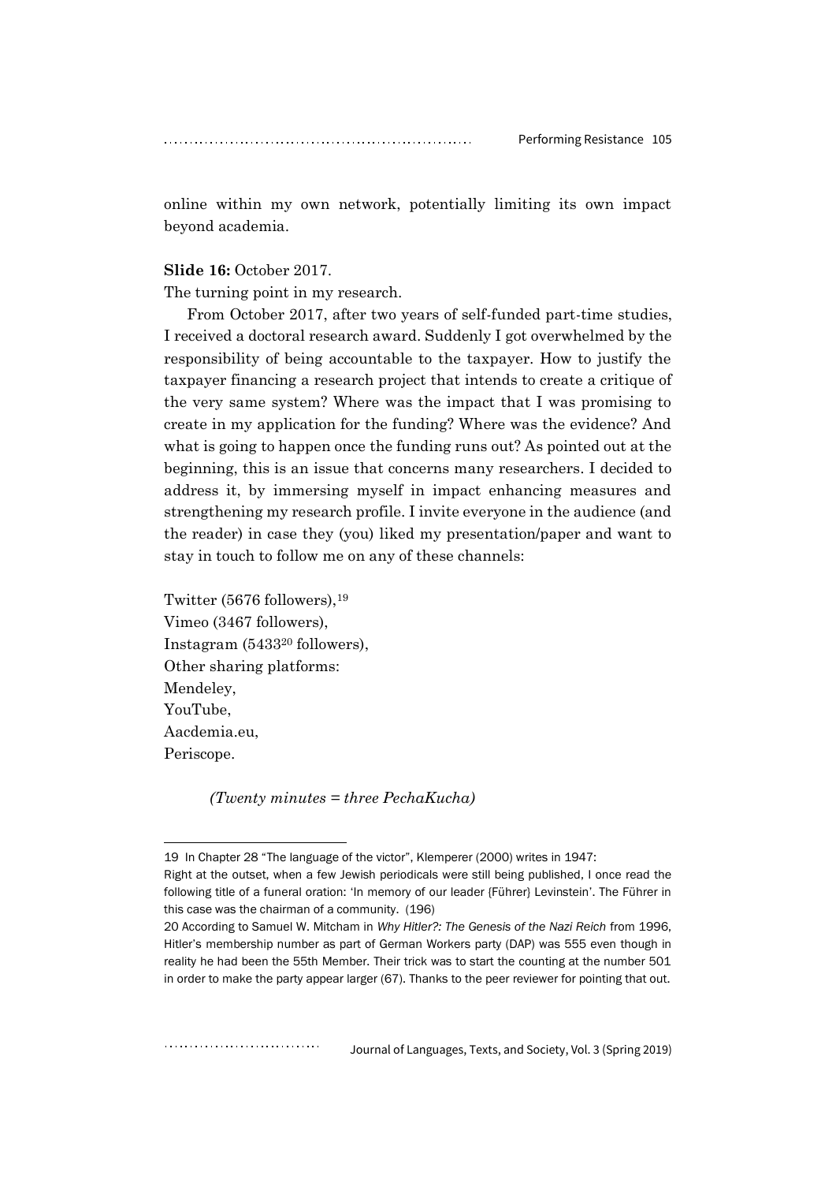online within my own network, potentially limiting its own impact beyond academia.

**Slide 16:** October 2017.
The turning point in my research.

From October 2017, after two years of self-funded part-time studies, I received a doctoral research award. Suddenly I got overwhelmed by the responsibility of being accountable to the taxpayer. How to justify the taxpayer financing a research project that intends to create a critique of the very same system? Where was the impact that I was promising to create in my application for the funding? Where was the evidence? And what is going to happen once the funding runs out? As pointed out at the beginning, this is an issue that concerns many researchers. I decided to address it, by immersing myself in impact enhancing measures and strengthening my research profile. I invite everyone in the audience (and the reader) in case they (you) liked my presentation/paper and want to stay in touch to follow me on any of these channels:

Twitter (5676 followers),[19]
Vimeo (3467 followers),
Instagram (5433[20] followers),
Other sharing platforms:
Mendeley,
YouTube,
Aacdemia.eu,
Periscope.

*(Twenty minutes = three PechaKucha)*

---

19 In Chapter 28 "The language of the victor", Klemperer (2000) writes in 1947:

Right at the outset, when a few Jewish periodicals were still being published, I once read the following title of a funeral oration: 'In memory of our leader {Führer} Levinstein'. The Führer in this case was the chairman of a community. (196)

20 According to Samuel W. Mitcham in *Why Hitler?: The Genesis of the Nazi Reich* from 1996, Hitler's membership number as part of German Workers party (DAP) was 555 even though in reality he had been the 55th Member. Their trick was to start the counting at the number 501 in order to make the party appear larger (67). Thanks to the peer reviewer for pointing that out.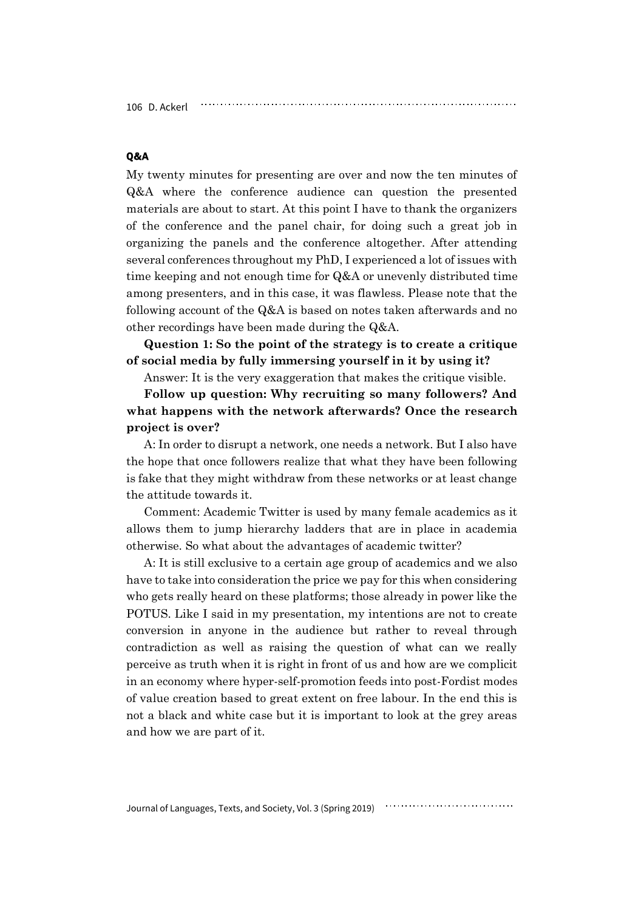### Q&A

My twenty minutes for presenting are over and now the ten minutes of Q&A where the conference audience can question the presented materials are about to start. At this point I have to thank the organizers of the conference and the panel chair, for doing such a great job in organizing the panels and the conference altogether. After attending several conferences throughout my PhD, I experienced a lot of issues with time keeping and not enough time for Q&A or unevenly distributed time among presenters, and in this case, it was flawless. Please note that the following account of the Q&A is based on notes taken afterwards and no other recordings have been made during the Q&A.

**Question 1: So the point of the strategy is to create a critique of social media by fully immersing yourself in it by using it?**

Answer: It is the very exaggeration that makes the critique visible.

**Follow up question: Why recruiting so many followers? And what happens with the network afterwards? Once the research project is over?**

A: In order to disrupt a network, one needs a network. But I also have the hope that once followers realize that what they have been following is fake that they might withdraw from these networks or at least change the attitude towards it.

Comment: Academic Twitter is used by many female academics as it allows them to jump hierarchy ladders that are in place in academia otherwise. So what about the advantages of academic twitter?

A: It is still exclusive to a certain age group of academics and we also have to take into consideration the price we pay for this when considering who gets really heard on these platforms; those already in power like the POTUS. Like I said in my presentation, my intentions are not to create conversion in anyone in the audience but rather to reveal through contradiction as well as raising the question of what can we really perceive as truth when it is right in front of us and how are we complicit in an economy where hyper-self-promotion feeds into post-Fordist modes of value creation based to great extent on free labour. In the end this is not a black and white case but it is important to look at the grey areas and how we are part of it.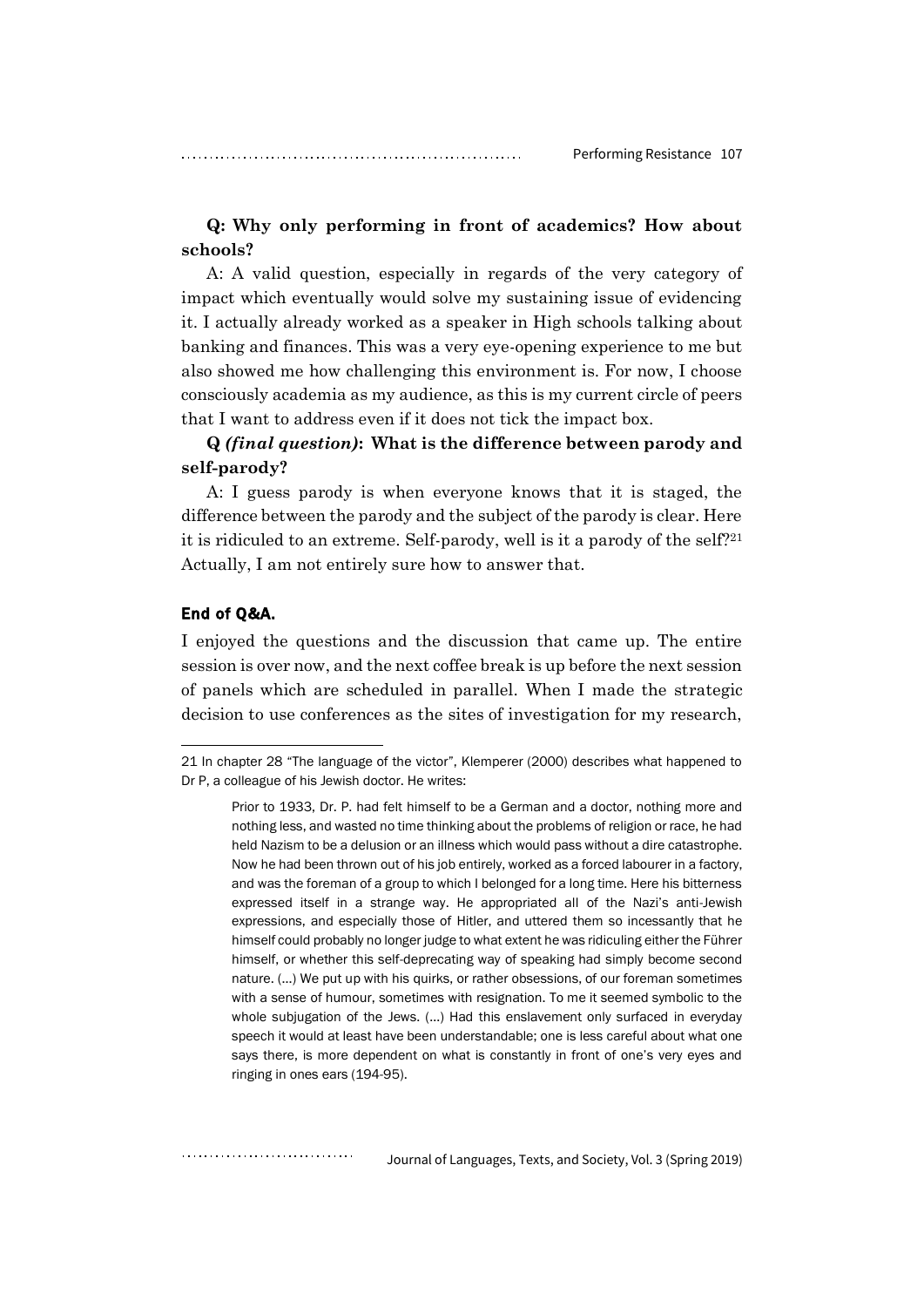**Q: Why only performing in front of academics? How about schools?**

A: A valid question, especially in regards of the very category of impact which eventually would solve my sustaining issue of evidencing it. I actually already worked as a speaker in High schools talking about banking and finances. This was a very eye-opening experience to me but also showed me how challenging this environment is. For now, I choose consciously academia as my audience, as this is my current circle of peers that I want to address even if it does not tick the impact box.

**Q *(final question)*: What is the difference between parody and self-parody?**

A: I guess parody is when everyone knows that it is staged, the difference between the parody and the subject of the parody is clear. Here it is ridiculed to an extreme. Self-parody, well is it a parody of the self?[21] Actually, I am not entirely sure how to answer that.

**End of Q&A.**

I enjoyed the questions and the discussion that came up. The entire session is over now, and the next coffee break is up before the next session of panels which are scheduled in parallel. When I made the strategic decision to use conferences as the sites of investigation for my research,

---

21 In chapter 28 "The language of the victor", Klemperer (2000) describes what happened to Dr P, a colleague of his Jewish doctor. He writes:

> Prior to 1933, Dr. P. had felt himself to be a German and a doctor, nothing more and nothing less, and wasted no time thinking about the problems of religion or race, he had held Nazism to be a delusion or an illness which would pass without a dire catastrophe. Now he had been thrown out of his job entirely, worked as a forced labourer in a factory, and was the foreman of a group to which I belonged for a long time. Here his bitterness expressed itself in a strange way. He appropriated all of the Nazi's anti-Jewish expressions, and especially those of Hitler, and uttered them so incessantly that he himself could probably no longer judge to what extent he was ridiculing either the Führer himself, or whether this self-deprecating way of speaking had simply become second nature. (…) We put up with his quirks, or rather obsessions, of our foreman sometimes with a sense of humour, sometimes with resignation. To me it seemed symbolic to the whole subjugation of the Jews. (…) Had this enslavement only surfaced in everyday speech it would at least have been understandable; one is less careful about what one says there, is more dependent on what is constantly in front of one's very eyes and ringing in ones ears (194-95).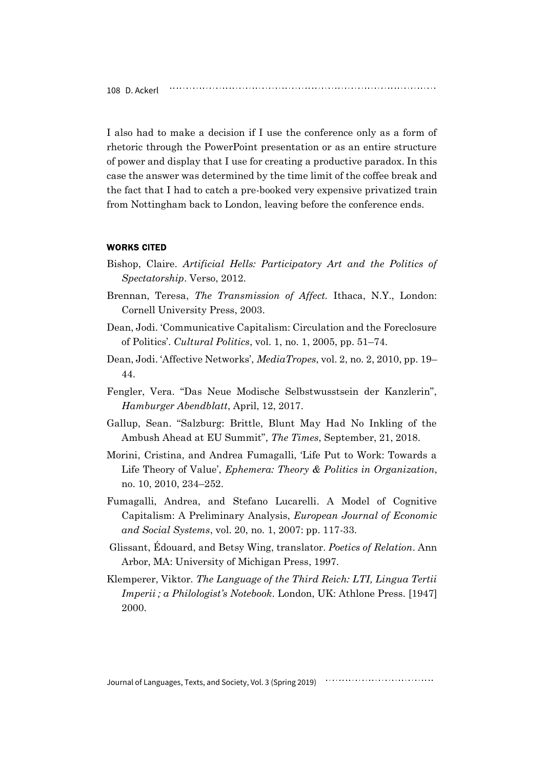I also had to make a decision if I use the conference only as a form of rhetoric through the PowerPoint presentation or as an entire structure of power and display that I use for creating a productive paradox. In this case the answer was determined by the time limit of the coffee break and the fact that I had to catch a pre-booked very expensive privatized train from Nottingham back to London, leaving before the conference ends.

## WORKS CITED

Bishop, Claire. *Artificial Hells: Participatory Art and the Politics of Spectatorship*. Verso, 2012.

Brennan, Teresa, *The Transmission of Affect.* Ithaca, N.Y., London: Cornell University Press, 2003.

Dean, Jodi. 'Communicative Capitalism: Circulation and the Foreclosure of Politics'. *Cultural Politics*, vol. 1, no. 1, 2005, pp. 51–74.

Dean, Jodi. 'Affective Networks', *MediaTropes*, vol. 2, no. 2, 2010, pp. 19–44.

Fengler, Vera. "Das Neue Modische Selbstwusstsein der Kanzlerin", *Hamburger Abendblatt*, April, 12, 2017.

Gallup, Sean. "Salzburg: Brittle, Blunt May Had No Inkling of the Ambush Ahead at EU Summit", *The Times*, September, 21, 2018.

Morini, Cristina, and Andrea Fumagalli, 'Life Put to Work: Towards a Life Theory of Value', *Ephemera: Theory & Politics in Organization*, no. 10, 2010, 234–252.

Fumagalli, Andrea, and Stefano Lucarelli. A Model of Cognitive Capitalism: A Preliminary Analysis, *European Journal of Economic and Social Systems*, vol. 20, no. 1, 2007: pp. 117-33.

Glissant, Édouard, and Betsy Wing, translator. *Poetics of Relation*. Ann Arbor, MA: University of Michigan Press, 1997.

Klemperer, Viktor. *The Language of the Third Reich: LTI, Lingua Tertii Imperii ; a Philologist's Notebook*. London, UK: Athlone Press. [1947] 2000.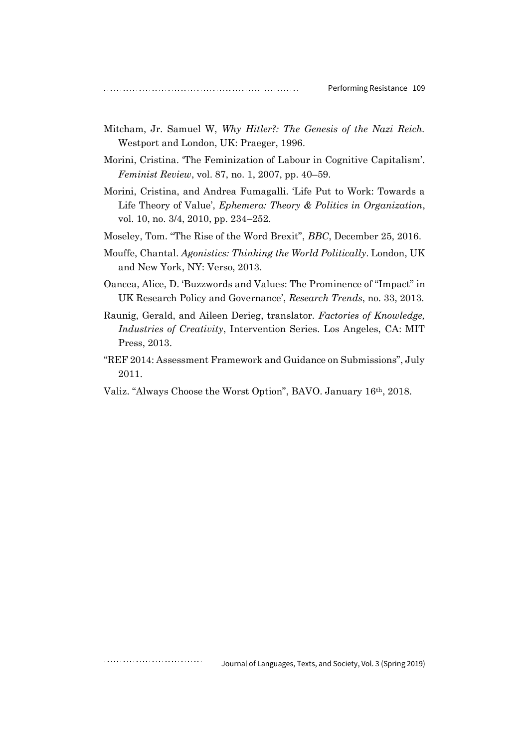Mitcham, Jr. Samuel W, *Why Hitler?: The Genesis of the Nazi Reich.* Westport and London, UK: Praeger, 1996.

Morini, Cristina. 'The Feminization of Labour in Cognitive Capitalism'. *Feminist Review*, vol. 87, no. 1, 2007, pp. 40–59.

Morini, Cristina, and Andrea Fumagalli. 'Life Put to Work: Towards a Life Theory of Value', *Ephemera: Theory & Politics in Organization*, vol. 10, no. 3/4, 2010, pp. 234–252.

Moseley, Tom. "The Rise of the Word Brexit", *BBC*, December 25, 2016.

Mouffe, Chantal. *Agonistics: Thinking the World Politically*. London, UK and New York, NY: Verso, 2013.

Oancea, Alice, D. 'Buzzwords and Values: The Prominence of "Impact" in UK Research Policy and Governance', *Research Trends*, no. 33, 2013.

Raunig, Gerald, and Aileen Derieg, translator. *Factories of Knowledge, Industries of Creativity*, Intervention Series. Los Angeles, CA: MIT Press, 2013.

"REF 2014: Assessment Framework and Guidance on Submissions", July 2011.

Valiz. "Always Choose the Worst Option", BAVO. January 16th, 2018.